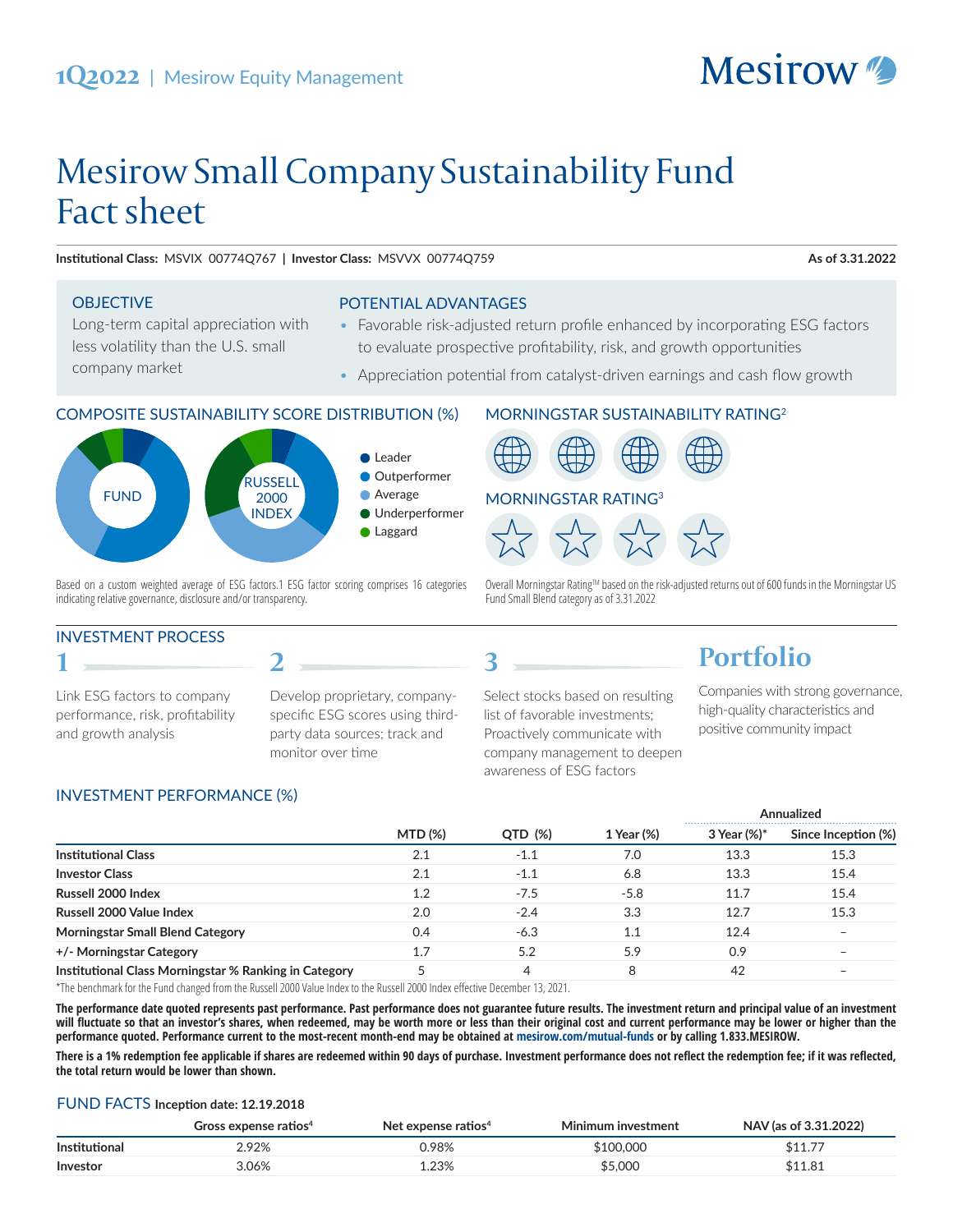1Q2022 | Mesirow Equity Management

Mesirow

# Mesirow Small Company Sustainability Fund Fact sheet

**Institutional Class:** MSVIX 00774Q767 | **Investor Class:** MSVVX 00774Q759 **As of 3.31.2022**

## OBJECTIVE

Long-term capital appreciation with less volatility than the U.S. small company market

## POTENTIAL ADVANTAGES

- Favorable risk-adjusted return profile enhanced by incorporating ESG factors to evaluate prospective profitability, risk, and growth opportunities
- Appreciation potential from catalyst-driven earnings and cash flow growth

## COMPOSITE SUSTAINABILITY SCORE DISTRIBUTION (%)

FUND | RUSSELL 2000 INDEX

- Leader
- Outperformer
- Average
- Underperformer
- Laggard

Based on a custom weighted average of ESG factors.1 ESG factor scoring comprises 16 categories indicating relative governance, disclosure and/or transparency.

## MORNINGSTAR SUSTAINABILITY RATING[2]

## MORNINGSTAR RATING[3]

Overall Morningstar Rating™ based on the risk-adjusted returns out of 600 funds in the Morningstar US Fund Small Blend category as of 3.31.2022

## INVESTMENT PROCESS

**1**

Link ESG factors to company performance, risk, profitability and growth analysis

**2**

Develop proprietary, company-specific ESG scores using third-party data sources; track and monitor over time

**3**

Select stocks based on resulting list of favorable investments; Proactively communicate with company management to deepen awareness of ESG factors

**Portfolio**

Companies with strong governance, high-quality characteristics and positive community impact

## INVESTMENT PERFORMANCE (%)

| | MTD (%) | QTD (%) | 1 Year (%) | Annualized | |
|---|---|---|---|---|---|
| | | | | 3 Year (%)* | Since Inception (%) |
| **Institutional Class** | 2.1 | -1.1 | 7.0 | 13.3 | 15.3 |
| **Investor Class** | 2.1 | -1.1 | 6.8 | 13.3 | 15.4 |
| **Russell 2000 Index** | 1.2 | -7.5 | -5.8 | 11.7 | 15.4 |
| **Russell 2000 Value Index** | 2.0 | -2.4 | 3.3 | 12.7 | 15.3 |
| **Morningstar Small Blend Category** | 0.4 | -6.3 | 1.1 | 12.4 | – |
| **+/- Morningstar Category** | 1.7 | 5.2 | 5.9 | 0.9 | – |
| **Institutional Class Morningstar % Ranking in Category** | 5 | 4 | 8 | 42 | – |

*The benchmark for the Fund changed from the Russell 2000 Value Index to the Russell 2000 Index effective December 13, 2021.

**The performance date quoted represents past performance. Past performance does not guarantee future results. The investment return and principal value of an investment will fluctuate so that an investor's shares, when redeemed, may be worth more or less than their original cost and current performance may be lower or higher than the performance quoted. Performance current to the most-recent month-end may be obtained at mesirow.com/mutual-funds or by calling 1.833.MESIROW.**

**There is a 1% redemption fee applicable if shares are redeemed within 90 days of purchase. Investment performance does not reflect the redemption fee; if it was reflected, the total return would be lower than shown.**

## FUND FACTS **Inception date: 12.19.2018**

| | Gross expense ratios[4] | Net expense ratios[4] | Minimum investment | NAV (as of 3.31.2022) |
|---|---|---|---|---|
| **Institutional** | 2.92% | 0.98% | $100,000 | $11.77 |
| **Investor** | 3.06% | 1.23% | $5,000 | $11.81 |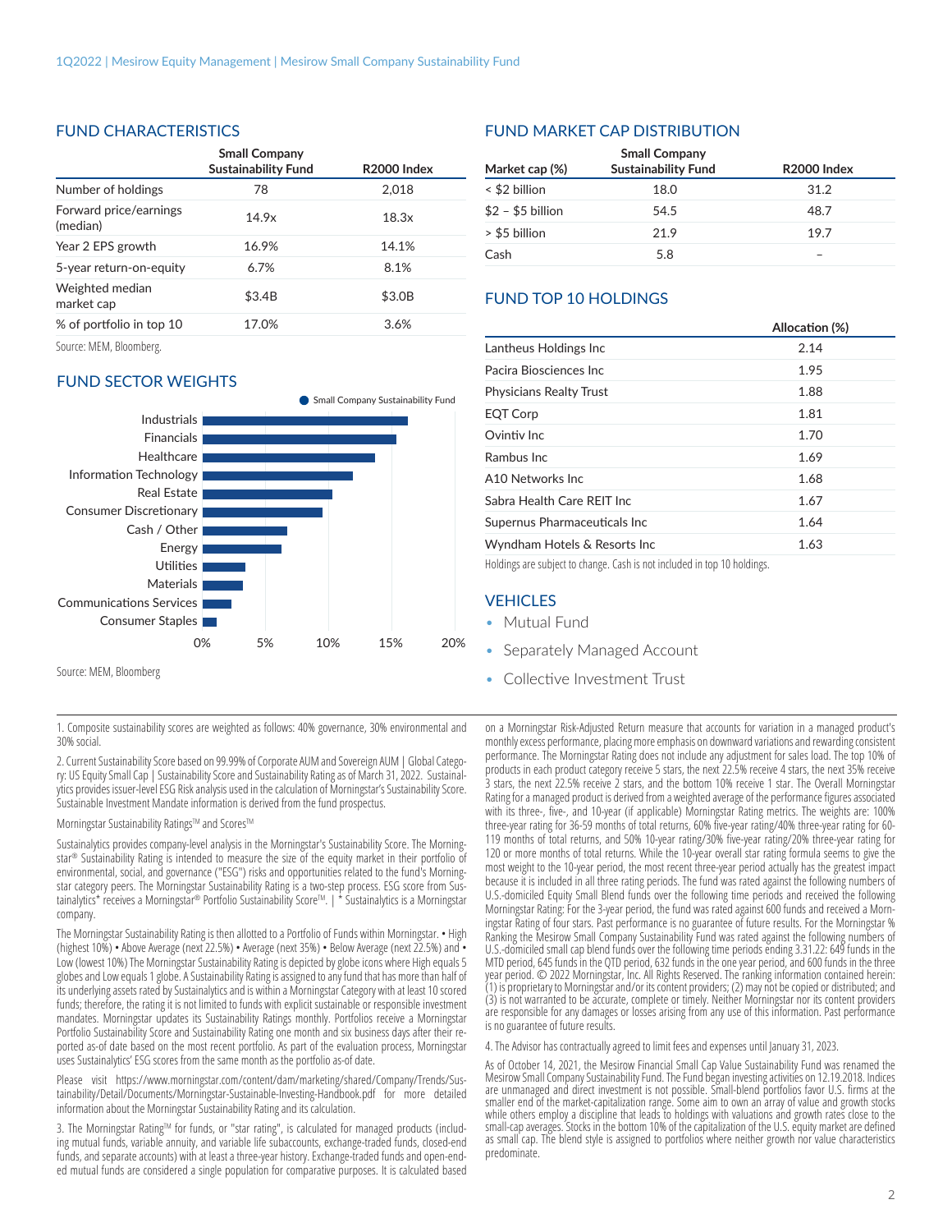## FUND CHARACTERISTICS

| | Small Company Sustainability Fund | R2000 Index |
|---|---|---|
| Number of holdings | 78 | 2,018 |
| Forward price/earnings (median) | 14.9x | 18.3x |
| Year 2 EPS growth | 16.9% | 14.1% |
| 5-year return-on-equity | 6.7% | 8.1% |
| Weighted median market cap | $3.4B | $3.0B |
| % of portfolio in top 10 | 17.0% | 3.6% |

Source: MEM, Bloomberg.

## FUND SECTOR WEIGHTS

Small Company Sustainability Fund

| Sector | Weight (approx.) |
|---|---|
| Industrials | ~16% |
| Financials | ~15% |
| Healthcare | ~14% |
| Information Technology | ~12% |
| Real Estate | ~10% |
| Consumer Discretionary | ~9.5% |
| Cash / Other | ~7% |
| Energy | ~6% |
| Utilities | ~3.5% |
| Materials | ~3% |
| Communications Services | ~2% |
| Consumer Staples | ~1% |

Source: MEM, Bloomberg

## FUND MARKET CAP DISTRIBUTION

| Market cap (%) | Small Company Sustainability Fund | R2000 Index |
|---|---|---|
| < $2 billion | 18.0 | 31.2 |
| $2 – $5 billion | 54.5 | 48.7 |
| > $5 billion | 21.9 | 19.7 |
| Cash | 5.8 | – |

## FUND TOP 10 HOLDINGS

| | Allocation (%) |
|---|---|
| Lantheus Holdings Inc | 2.14 |
| Pacira Biosciences Inc | 1.95 |
| Physicians Realty Trust | 1.88 |
| EQT Corp | 1.81 |
| Ovintiv Inc | 1.70 |
| Rambus Inc | 1.69 |
| A10 Networks Inc | 1.68 |
| Sabra Health Care REIT Inc | 1.67 |
| Supernus Pharmaceuticals Inc | 1.64 |
| Wyndham Hotels & Resorts Inc | 1.63 |

Holdings are subject to change. Cash is not included in top 10 holdings.

## VEHICLES

- Mutual Fund
- Separately Managed Account
- Collective Investment Trust

1. Composite sustainability scores are weighted as follows: 40% governance, 30% environmental and 30% social.

2. Current Sustainability Score based on 99.99% of Corporate AUM and Sovereign AUM | Global Category: US Equity Small Cap | Sustainability Score and Sustainability Rating as of March 31, 2022. Sustainalytics provides issuer-level ESG Risk analysis used in the calculation of Morningstar's Sustainability Score. Sustainable Investment Mandate information is derived from the fund prospectus.

Morningstar Sustainability Ratings™ and Scores™

Sustainalytics provides company-level analysis in the Morningstar's Sustainability Score. The Morningstar® Sustainability Rating is intended to measure the size of the equity market in their portfolio of environmental, social, and governance ("ESG") risks and opportunities related to the fund's Morningstar category peers. The Morningstar Sustainability Rating is a two-step process. ESG score from Sustainalytics* receives a Morningstar® Portfolio Sustainability Score™. | * Sustainalytics is a Morningstar company.

The Morningstar Sustainability Rating is then allotted to a Portfolio of Funds within Morningstar. • High (highest 10%) • Above Average (next 22.5%) • Average (next 35%) • Below Average (next 22.5%) and • Low (lowest 10%) The Morningstar Sustainability Rating is depicted by globe icons where High equals 5 globes and Low equals 1 globe. A Sustainability Rating is assigned to any fund that has more than half of its underlying assets rated by Sustainalytics and is within a Morningstar Category with at least 10 scored funds; therefore, the rating it is not limited to funds with explicit sustainable or responsible investment mandates. Morningstar updates its Sustainability Ratings monthly. Portfolios receive a Morningstar Portfolio Sustainability Score and Sustainability Rating one month and six business days after their reported as-of date based on the most recent portfolio. As part of the evaluation process, Morningstar uses Sustainalytics' ESG scores from the same month as the portfolio as-of date.

Please visit https://www.morningstar.com/content/dam/marketing/shared/Company/Trends/Sustainability/Detail/Documents/Morningstar-Sustainable-Investing-Handbook.pdf for more detailed information about the Morningstar Sustainability Rating and its calculation.

3. The Morningstar Rating™ for funds, or "star rating", is calculated for managed products (including mutual funds, variable annuity, and variable life subaccounts, exchange-traded funds, closed-end funds, and separate accounts) with at least a three-year history. Exchange-traded funds and open-ended mutual funds are considered a single population for comparative purposes. It is calculated based on a Morningstar Risk-Adjusted Return measure that accounts for variation in a managed product's monthly excess performance, placing more emphasis on downward variations and rewarding consistent performance. The Morningstar Rating does not include any adjustment for sales load. The top 10% of products in each product category receive 5 stars, the next 22.5% receive 4 stars, the next 35% receive 3 stars, the next 22.5% receive 2 stars, and the bottom 10% receive 1 star. The Overall Morningstar Rating for a managed product is derived from a weighted average of the performance figures associated with its three-, five-, and 10-year (if applicable) Morningstar Rating metrics. The weights are: 100% three-year rating for 36-59 months of total returns, 60% five-year rating/40% three-year rating for 60-119 months of total returns, and 50% 10-year rating/30% five-year rating/20% three-year rating for 120 or more months of total returns. While the 10-year overall star rating formula seems to give the most weight to the 10-year period, the most recent three-year period actually has the greatest impact because it is included in all three rating periods. The fund was rated against the following numbers of U.S.-domiciled Equity Small Blend funds over the following time periods and received the following Morningstar Rating: For the 3-year period, the fund was rated against 600 funds and received a Morningstar Rating of four stars. Past performance is no guarantee of future results. For the Morningstar % Ranking the Mesirow Small Company Sustainability Fund was rated against the following numbers of U.S.-domiciled small cap blend funds over the following time periods ending 3.31.22: 649 funds in the MTD period, 645 funds in the QTD period, 632 funds in the one year period, and 600 funds in the three year period. © 2022 Morningstar, Inc. All Rights Reserved. The ranking information contained herein: (1) is proprietary to Morningstar and/or its content providers; (2) may not be copied or distributed; and (3) is not warranted to be accurate, complete or timely. Neither Morningstar nor its content providers are responsible for any damages or losses arising from any use of this information. Past performance is no guarantee of future results.

4. The Advisor has contractually agreed to limit fees and expenses until January 31, 2023.

As of October 14, 2021, the Mesirow Financial Small Cap Value Sustainability Fund was renamed the Mesirow Small Company Sustainability Fund. The Fund began investing activities on 12.19.2018. Indices are unmanaged and direct investment is not possible. Small-blend portfolios favor U.S. firms at the smaller end of the market-capitalization range. Some aim to own an array of value and growth stocks while others employ a discipline that leads to holdings with valuations and growth rates close to the small-cap averages. Stocks in the bottom 10% of the capitalization of the U.S. equity market are defined as small cap. The blend style is assigned to portfolios where neither growth nor value characteristics predominate.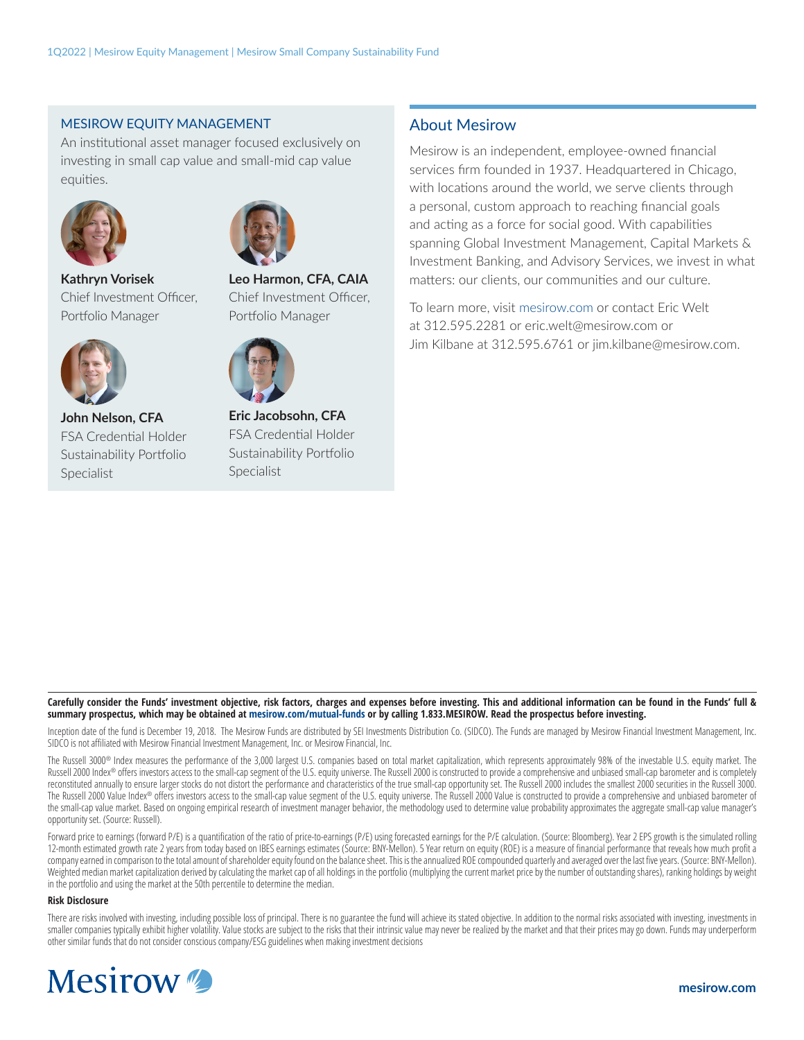## MESIROW EQUITY MANAGEMENT

An institutional asset manager focused exclusively on investing in small cap value and small-mid cap value equities.

**Kathryn Vorisek**
Chief Investment Officer, Portfolio Manager

**Leo Harmon, CFA, CAIA**
Chief Investment Officer, Portfolio Manager

**John Nelson, CFA**
FSA Credential Holder
Sustainability Portfolio Specialist

**Eric Jacobsohn, CFA**
FSA Credential Holder
Sustainability Portfolio Specialist

## About Mesirow

Mesirow is an independent, employee-owned financial services firm founded in 1937. Headquartered in Chicago, with locations around the world, we serve clients through a personal, custom approach to reaching financial goals and acting as a force for social good. With capabilities spanning Global Investment Management, Capital Markets & Investment Banking, and Advisory Services, we invest in what matters: our clients, our communities and our culture.

To learn more, visit mesirow.com or contact Eric Welt at 312.595.2281 or eric.welt@mesirow.com or Jim Kilbane at 312.595.6761 or jim.kilbane@mesirow.com.

**Carefully consider the Funds' investment objective, risk factors, charges and expenses before investing. This and additional information can be found in the Funds' full & summary prospectus, which may be obtained at mesirow.com/mutual-funds or by calling 1.833.MESIROW. Read the prospectus before investing.**

Inception date of the fund is December 19, 2018. The Mesirow Funds are distributed by SEI Investments Distribution Co. (SIDCO). The Funds are managed by Mesirow Financial Investment Management, Inc. SIDCO is not affiliated with Mesirow Financial Investment Management, Inc. or Mesirow Financial, Inc.

The Russell 3000® Index measures the performance of the 3,000 largest U.S. companies based on total market capitalization, which represents approximately 98% of the investable U.S. equity market. The Russell 2000 Index® offers investors access to the small-cap segment of the U.S. equity universe. The Russell 2000 is constructed to provide a comprehensive and unbiased small-cap barometer and is completely reconstituted annually to ensure larger stocks do not distort the performance and characteristics of the true small-cap opportunity set. The Russell 2000 includes the smallest 2000 securities in the Russell 3000. The Russell 2000 Value Index® offers investors access to the small-cap value segment of the U.S. equity universe. The Russell 2000 Value is constructed to provide a comprehensive and unbiased barometer of the small-cap value market. Based on ongoing empirical research of investment manager behavior, the methodology used to determine value probability approximates the aggregate small-cap value manager's opportunity set. (Source: Russell).

Forward price to earnings (forward P/E) is a quantification of the ratio of price-to-earnings (P/E) using forecasted earnings for the P/E calculation. (Source: Bloomberg). Year 2 EPS growth is the simulated rolling 12-month estimated growth rate 2 years from today based on IBES earnings estimates (Source: BNY-Mellon). 5 Year return on equity (ROE) is a measure of financial performance that reveals how much profit a company earned in comparison to the total amount of shareholder equity found on the balance sheet. This is the annualized ROE compounded quarterly and averaged over the last five years. (Source: BNY-Mellon). Weighted median market capitalization derived by calculating the market cap of all holdings in the portfolio (multiplying the current market price by the number of outstanding shares), ranking holdings by weight in the portfolio and using the market at the 50th percentile to determine the median.

**Risk Disclosure**

There are risks involved with investing, including possible loss of principal. There is no guarantee the fund will achieve its stated objective. In addition to the normal risks associated with investing, investments in smaller companies typically exhibit higher volatility. Value stocks are subject to the risks that their intrinsic value may never be realized by the market and that their prices may go down. Funds may underperform other similar funds that do not consider conscious company/ESG guidelines when making investment decisions

Mesirow

mesirow.com